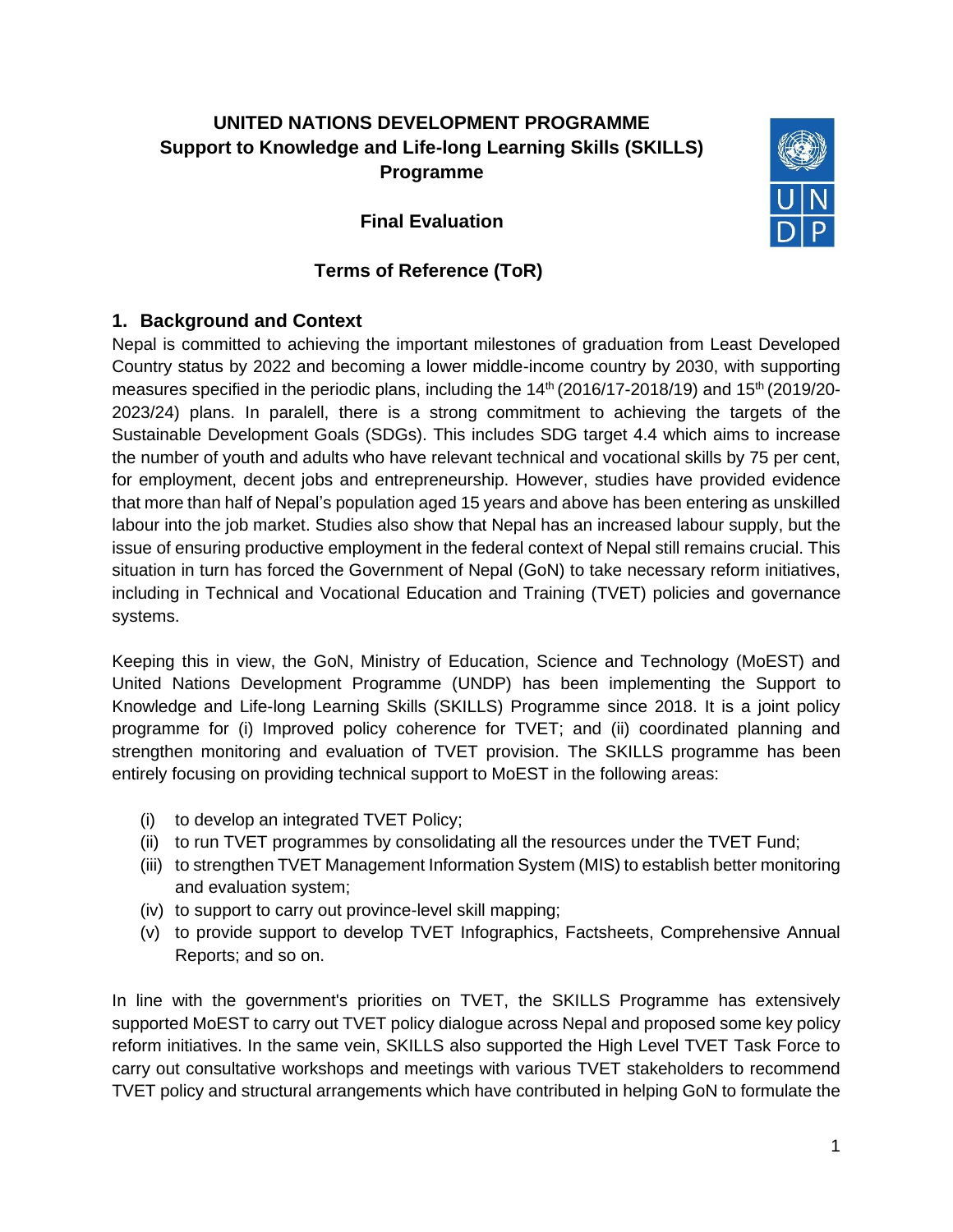# UNITED NATIONS DEVELOPMENT PROGRAMME
# Support to Knowledge and Life-long Learning Skills (SKILLS) Programme

## Final Evaluation

## Terms of Reference (ToR)

## 1. Background and Context

Nepal is committed to achieving the important milestones of graduation from Least Developed Country status by 2022 and becoming a lower middle-income country by 2030, with supporting measures specified in the periodic plans, including the 14th (2016/17-2018/19) and 15th (2019/20-2023/24) plans. In paralell, there is a strong commitment to achieving the targets of the Sustainable Development Goals (SDGs). This includes SDG target 4.4 which aims to increase the number of youth and adults who have relevant technical and vocational skills by 75 per cent, for employment, decent jobs and entrepreneurship. However, studies have provided evidence that more than half of Nepal's population aged 15 years and above has been entering as unskilled labour into the job market. Studies also show that Nepal has an increased labour supply, but the issue of ensuring productive employment in the federal context of Nepal still remains crucial. This situation in turn has forced the Government of Nepal (GoN) to take necessary reform initiatives, including in Technical and Vocational Education and Training (TVET) policies and governance systems.

Keeping this in view, the GoN, Ministry of Education, Science and Technology (MoEST) and United Nations Development Programme (UNDP) has been implementing the Support to Knowledge and Life-long Learning Skills (SKILLS) Programme since 2018. It is a joint policy programme for (i) Improved policy coherence for TVET; and (ii) coordinated planning and strengthen monitoring and evaluation of TVET provision. The SKILLS programme has been entirely focusing on providing technical support to MoEST in the following areas:

(i) to develop an integrated TVET Policy;
(ii) to run TVET programmes by consolidating all the resources under the TVET Fund;
(iii) to strengthen TVET Management Information System (MIS) to establish better monitoring and evaluation system;
(iv) to support to carry out province-level skill mapping;
(v) to provide support to develop TVET Infographics, Factsheets, Comprehensive Annual Reports; and so on.

In line with the government's priorities on TVET, the SKILLS Programme has extensively supported MoEST to carry out TVET policy dialogue across Nepal and proposed some key policy reform initiatives. In the same vein, SKILLS also supported the High Level TVET Task Force to carry out consultative workshops and meetings with various TVET stakeholders to recommend TVET policy and structural arrangements which have contributed in helping GoN to formulate the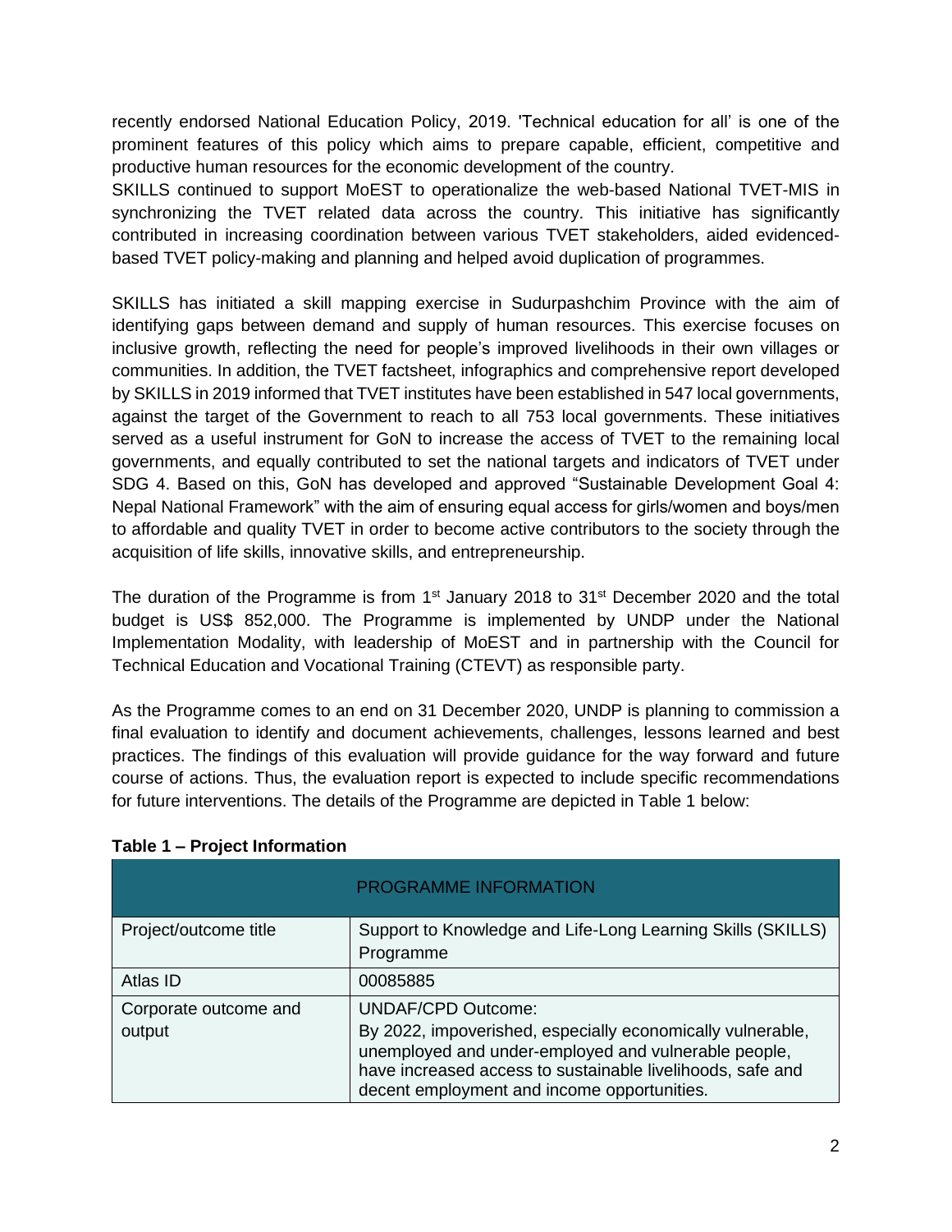recently endorsed National Education Policy, 2019. 'Technical education for all' is one of the prominent features of this policy which aims to prepare capable, efficient, competitive and productive human resources for the economic development of the country.

SKILLS continued to support MoEST to operationalize the web-based National TVET-MIS in synchronizing the TVET related data across the country. This initiative has significantly contributed in increasing coordination between various TVET stakeholders, aided evidenced-based TVET policy-making and planning and helped avoid duplication of programmes.

SKILLS has initiated a skill mapping exercise in Sudurpashchim Province with the aim of identifying gaps between demand and supply of human resources. This exercise focuses on inclusive growth, reflecting the need for people's improved livelihoods in their own villages or communities. In addition, the TVET factsheet, infographics and comprehensive report developed by SKILLS in 2019 informed that TVET institutes have been established in 547 local governments, against the target of the Government to reach to all 753 local governments. These initiatives served as a useful instrument for GoN to increase the access of TVET to the remaining local governments, and equally contributed to set the national targets and indicators of TVET under SDG 4. Based on this, GoN has developed and approved "Sustainable Development Goal 4: Nepal National Framework" with the aim of ensuring equal access for girls/women and boys/men to affordable and quality TVET in order to become active contributors to the society through the acquisition of life skills, innovative skills, and entrepreneurship.

The duration of the Programme is from 1st January 2018 to 31st December 2020 and the total budget is US$ 852,000. The Programme is implemented by UNDP under the National Implementation Modality, with leadership of MoEST and in partnership with the Council for Technical Education and Vocational Training (CTEVT) as responsible party.

As the Programme comes to an end on 31 December 2020, UNDP is planning to commission a final evaluation to identify and document achievements, challenges, lessons learned and best practices. The findings of this evaluation will provide guidance for the way forward and future course of actions. Thus, the evaluation report is expected to include specific recommendations for future interventions. The details of the Programme are depicted in Table 1 below:

**Table 1 – Project Information**

| PROGRAMME INFORMATION | |
|---|---|
| Project/outcome title | Support to Knowledge and Life-Long Learning Skills (SKILLS) Programme |
| Atlas ID | 00085885 |
| Corporate outcome and output | UNDAF/CPD Outcome: By 2022, impoverished, especially economically vulnerable, unemployed and under-employed and vulnerable people, have increased access to sustainable livelihoods, safe and decent employment and income opportunities. |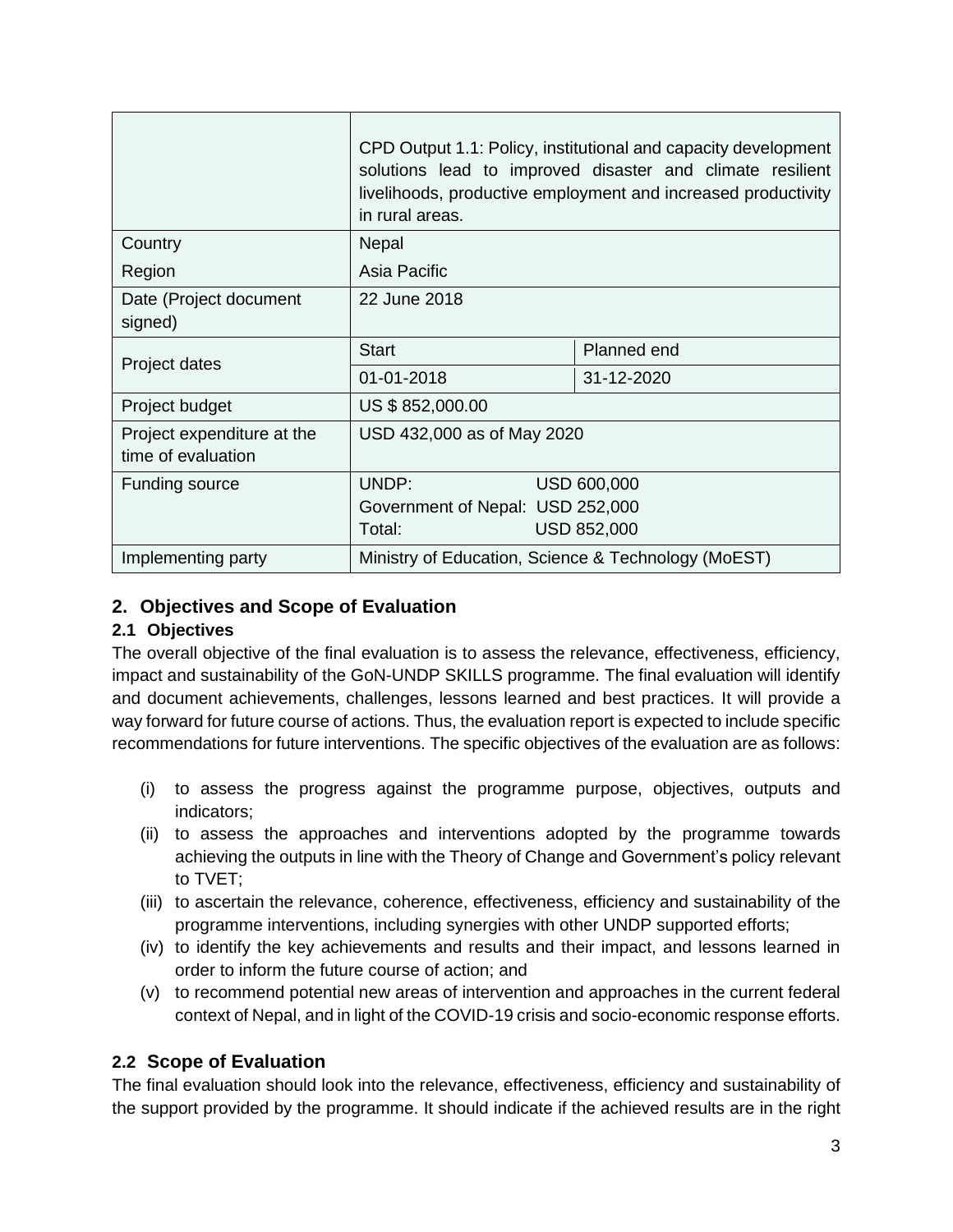| | | |
|---|---|---|
| | CPD Output 1.1: Policy, institutional and capacity development solutions lead to improved disaster and climate resilient livelihoods, productive employment and increased productivity in rural areas. | |
| Country<br>Region | Nepal<br>Asia Pacific | |
| Date (Project document signed) | 22 June 2018 | |
| Project dates | Start | Planned end |
| | 01-01-2018 | 31-12-2020 |
| Project budget | US $ 852,000.00 | |
| Project expenditure at the time of evaluation | USD 432,000 as of May 2020 | |
| Funding source | UNDP: USD 600,000<br>Government of Nepal: USD 252,000<br>Total: USD 852,000 | |
| Implementing party | Ministry of Education, Science & Technology (MoEST) | |

## 2. Objectives and Scope of Evaluation

### 2.1 Objectives

The overall objective of the final evaluation is to assess the relevance, effectiveness, efficiency, impact and sustainability of the GoN-UNDP SKILLS programme. The final evaluation will identify and document achievements, challenges, lessons learned and best practices. It will provide a way forward for future course of actions. Thus, the evaluation report is expected to include specific recommendations for future interventions. The specific objectives of the evaluation are as follows:

(i) to assess the progress against the programme purpose, objectives, outputs and indicators;
(ii) to assess the approaches and interventions adopted by the programme towards achieving the outputs in line with the Theory of Change and Government's policy relevant to TVET;
(iii) to ascertain the relevance, coherence, effectiveness, efficiency and sustainability of the programme interventions, including synergies with other UNDP supported efforts;
(iv) to identify the key achievements and results and their impact, and lessons learned in order to inform the future course of action; and
(v) to recommend potential new areas of intervention and approaches in the current federal context of Nepal, and in light of the COVID-19 crisis and socio-economic response efforts.

### 2.2 Scope of Evaluation

The final evaluation should look into the relevance, effectiveness, efficiency and sustainability of the support provided by the programme. It should indicate if the achieved results are in the right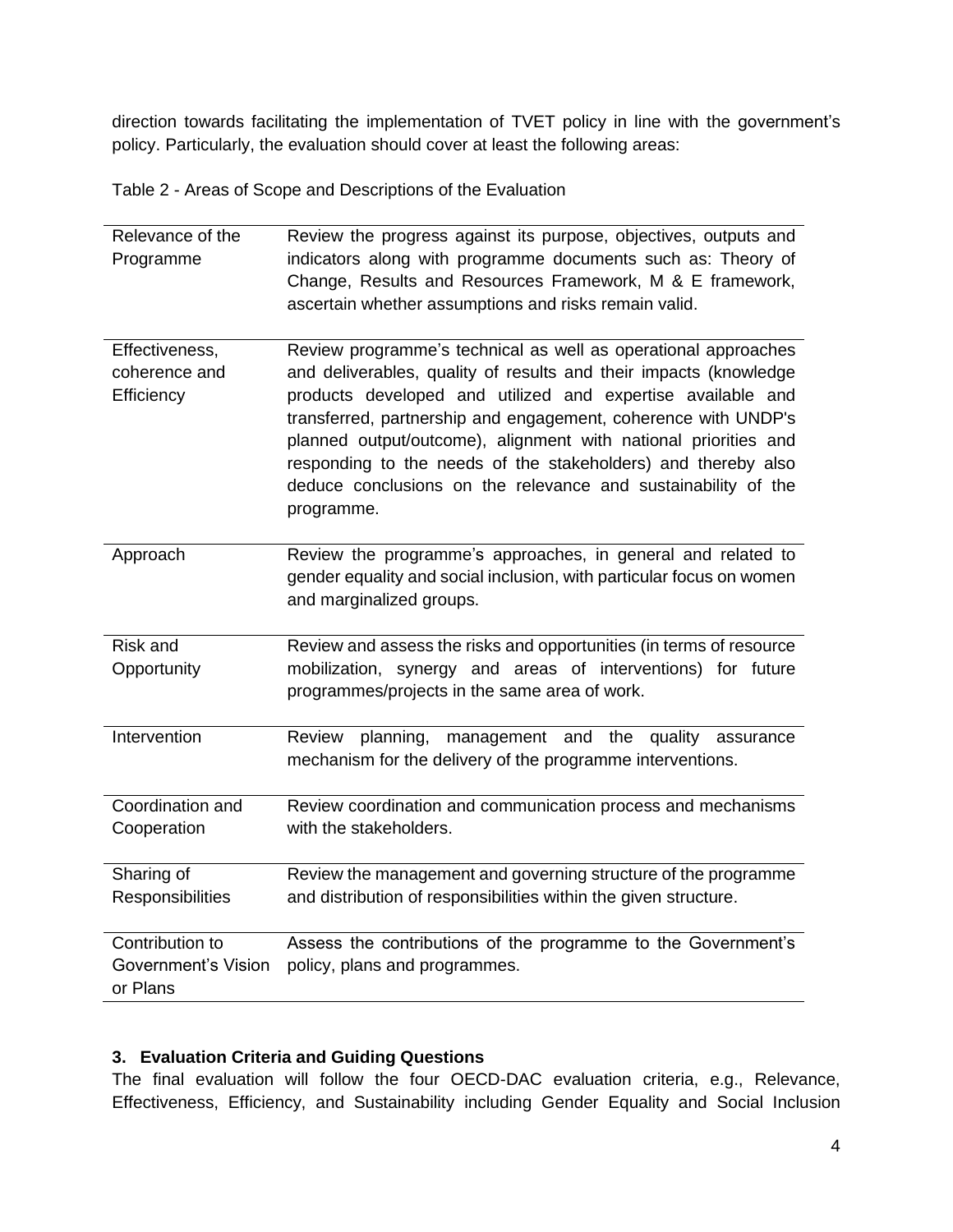direction towards facilitating the implementation of TVET policy in line with the government's policy. Particularly, the evaluation should cover at least the following areas:

Table 2 - Areas of Scope and Descriptions of the Evaluation

| | |
|---|---|
| Relevance of the Programme | Review the progress against its purpose, objectives, outputs and indicators along with programme documents such as: Theory of Change, Results and Resources Framework, M & E framework, ascertain whether assumptions and risks remain valid. |
| Effectiveness, coherence and Efficiency | Review programme's technical as well as operational approaches and deliverables, quality of results and their impacts (knowledge products developed and utilized and expertise available and transferred, partnership and engagement, coherence with UNDP's planned output/outcome), alignment with national priorities and responding to the needs of the stakeholders) and thereby also deduce conclusions on the relevance and sustainability of the programme. |
| Approach | Review the programme's approaches, in general and related to gender equality and social inclusion, with particular focus on women and marginalized groups. |
| Risk and Opportunity | Review and assess the risks and opportunities (in terms of resource mobilization, synergy and areas of interventions) for future programmes/projects in the same area of work. |
| Intervention | Review planning, management and the quality assurance mechanism for the delivery of the programme interventions. |
| Coordination and Cooperation | Review coordination and communication process and mechanisms with the stakeholders. |
| Sharing of Responsibilities | Review the management and governing structure of the programme and distribution of responsibilities within the given structure. |
| Contribution to Government's Vision or Plans | Assess the contributions of the programme to the Government's policy, plans and programmes. |

### 3. Evaluation Criteria and Guiding Questions

The final evaluation will follow the four OECD-DAC evaluation criteria, e.g., Relevance, Effectiveness, Efficiency, and Sustainability including Gender Equality and Social Inclusion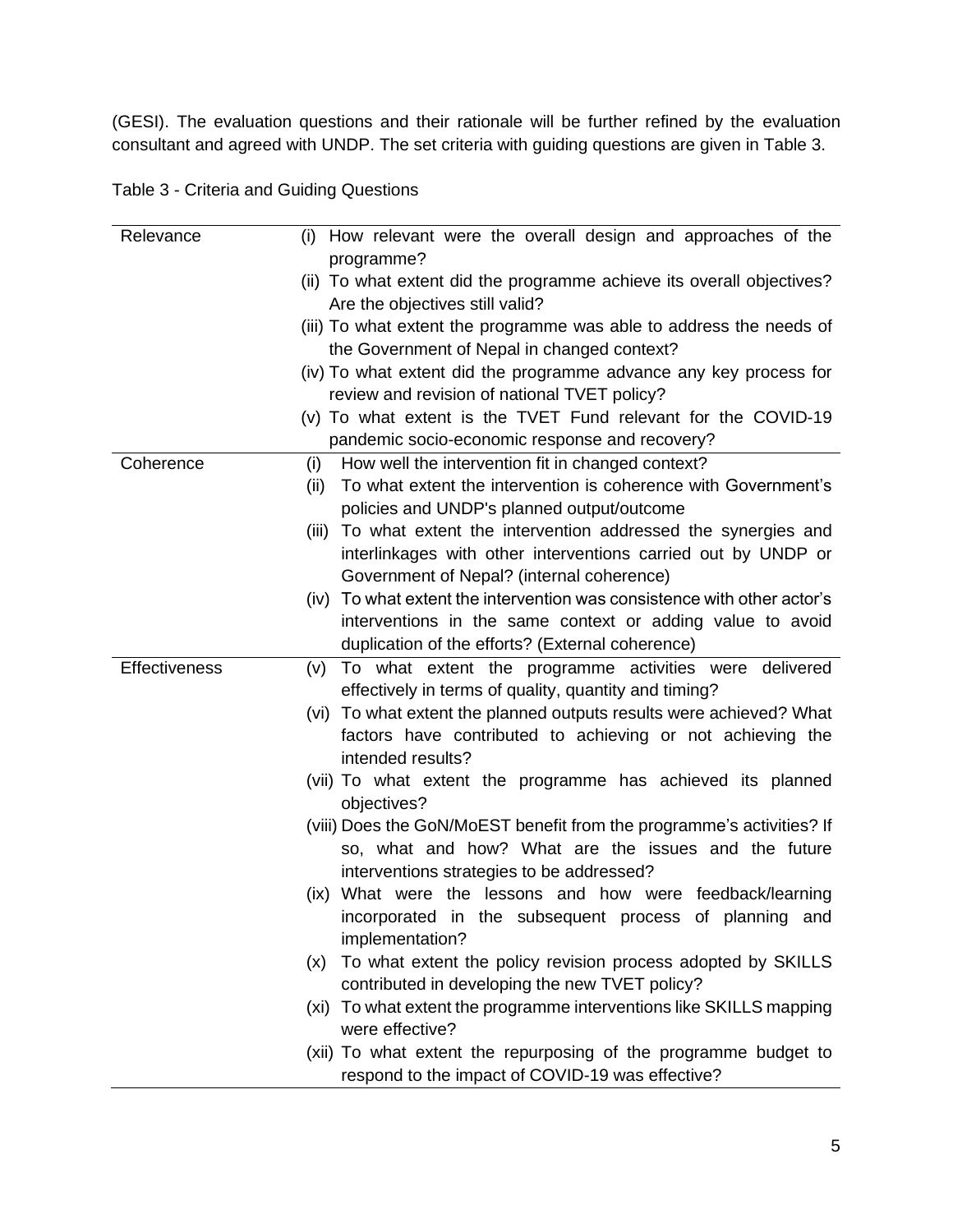(GESI). The evaluation questions and their rationale will be further refined by the evaluation consultant and agreed with UNDP. The set criteria with guiding questions are given in Table 3.

Table 3 - Criteria and Guiding Questions

| | |
|---|---|
| Relevance | (i) How relevant were the overall design and approaches of the programme?<br>(ii) To what extent did the programme achieve its overall objectives? Are the objectives still valid?<br>(iii) To what extent the programme was able to address the needs of the Government of Nepal in changed context?<br>(iv) To what extent did the programme advance any key process for review and revision of national TVET policy?<br>(v) To what extent is the TVET Fund relevant for the COVID-19 pandemic socio-economic response and recovery? |
| Coherence | (i) How well the intervention fit in changed context?<br>(ii) To what extent the intervention is coherence with Government's policies and UNDP's planned output/outcome<br>(iii) To what extent the intervention addressed the synergies and interlinkages with other interventions carried out by UNDP or Government of Nepal? (internal coherence)<br>(iv) To what extent the intervention was consistence with other actor's interventions in the same context or adding value to avoid duplication of the efforts? (External coherence) |
| Effectiveness | (v) To what extent the programme activities were delivered effectively in terms of quality, quantity and timing?<br>(vi) To what extent the planned outputs results were achieved? What factors have contributed to achieving or not achieving the intended results?<br>(vii) To what extent the programme has achieved its planned objectives?<br>(viii) Does the GoN/MoEST benefit from the programme's activities? If so, what and how? What are the issues and the future interventions strategies to be addressed?<br>(ix) What were the lessons and how were feedback/learning incorporated in the subsequent process of planning and implementation?<br>(x) To what extent the policy revision process adopted by SKILLS contributed in developing the new TVET policy?<br>(xi) To what extent the programme interventions like SKILLS mapping were effective?<br>(xii) To what extent the repurposing of the programme budget to respond to the impact of COVID-19 was effective? |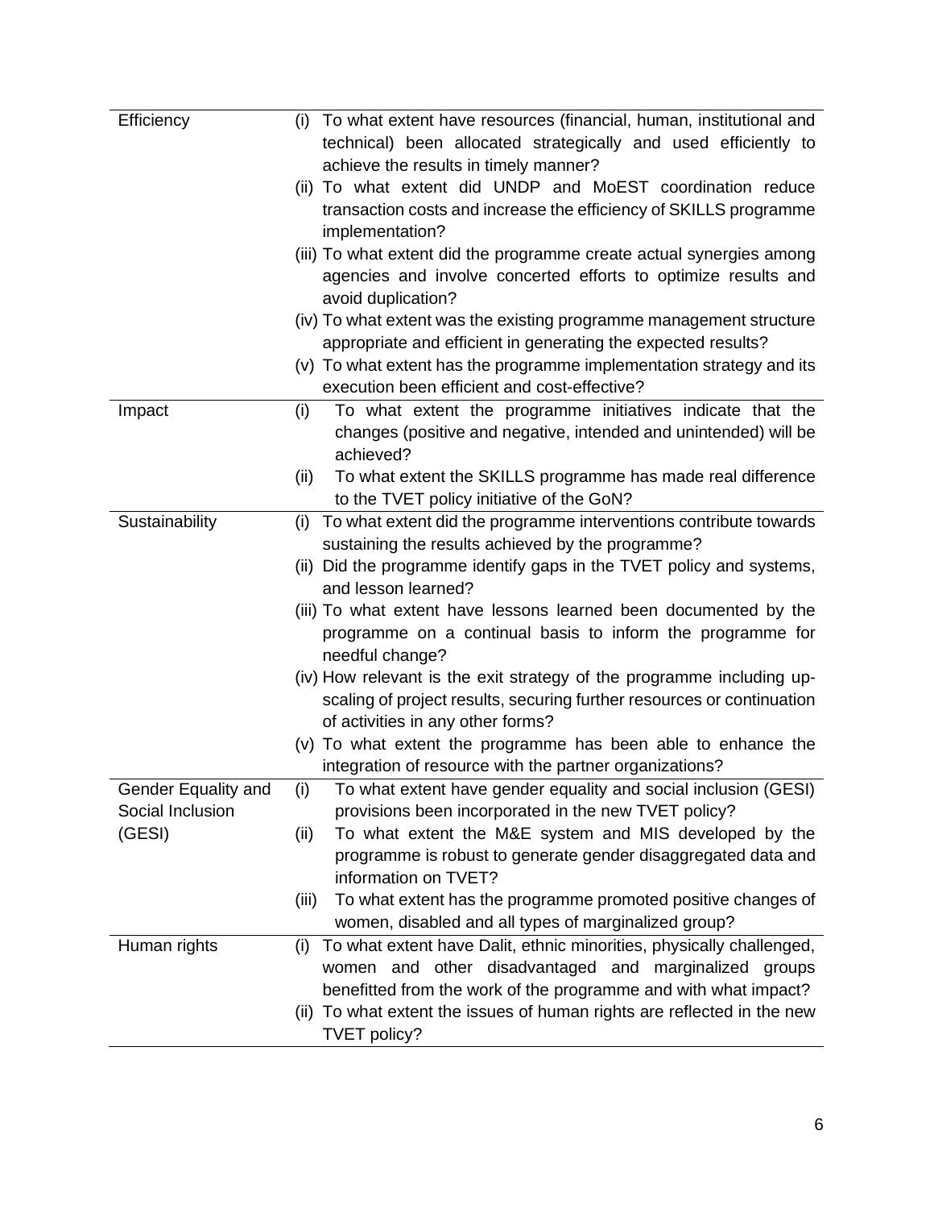| | |
|---|---|
| Efficiency | (i) To what extent have resources (financial, human, institutional and technical) been allocated strategically and used efficiently to achieve the results in timely manner?<br>(ii) To what extent did UNDP and MoEST coordination reduce transaction costs and increase the efficiency of SKILLS programme implementation?<br>(iii) To what extent did the programme create actual synergies among agencies and involve concerted efforts to optimize results and avoid duplication?<br>(iv) To what extent was the existing programme management structure appropriate and efficient in generating the expected results?<br>(v) To what extent has the programme implementation strategy and its execution been efficient and cost-effective? |
| Impact | (i) To what extent the programme initiatives indicate that the changes (positive and negative, intended and unintended) will be achieved?<br>(ii) To what extent the SKILLS programme has made real difference to the TVET policy initiative of the GoN? |
| Sustainability | (i) To what extent did the programme interventions contribute towards sustaining the results achieved by the programme?<br>(ii) Did the programme identify gaps in the TVET policy and systems, and lesson learned?<br>(iii) To what extent have lessons learned been documented by the programme on a continual basis to inform the programme for needful change?<br>(iv) How relevant is the exit strategy of the programme including up-scaling of project results, securing further resources or continuation of activities in any other forms?<br>(v) To what extent the programme has been able to enhance the integration of resource with the partner organizations? |
| Gender Equality and Social Inclusion (GESI) | (i) To what extent have gender equality and social inclusion (GESI) provisions been incorporated in the new TVET policy?<br>(ii) To what extent the M&E system and MIS developed by the programme is robust to generate gender disaggregated data and information on TVET?<br>(iii) To what extent has the programme promoted positive changes of women, disabled and all types of marginalized group? |
| Human rights | (i) To what extent have Dalit, ethnic minorities, physically challenged, women and other disadvantaged and marginalized groups benefitted from the work of the programme and with what impact?<br>(ii) To what extent the issues of human rights are reflected in the new TVET policy? |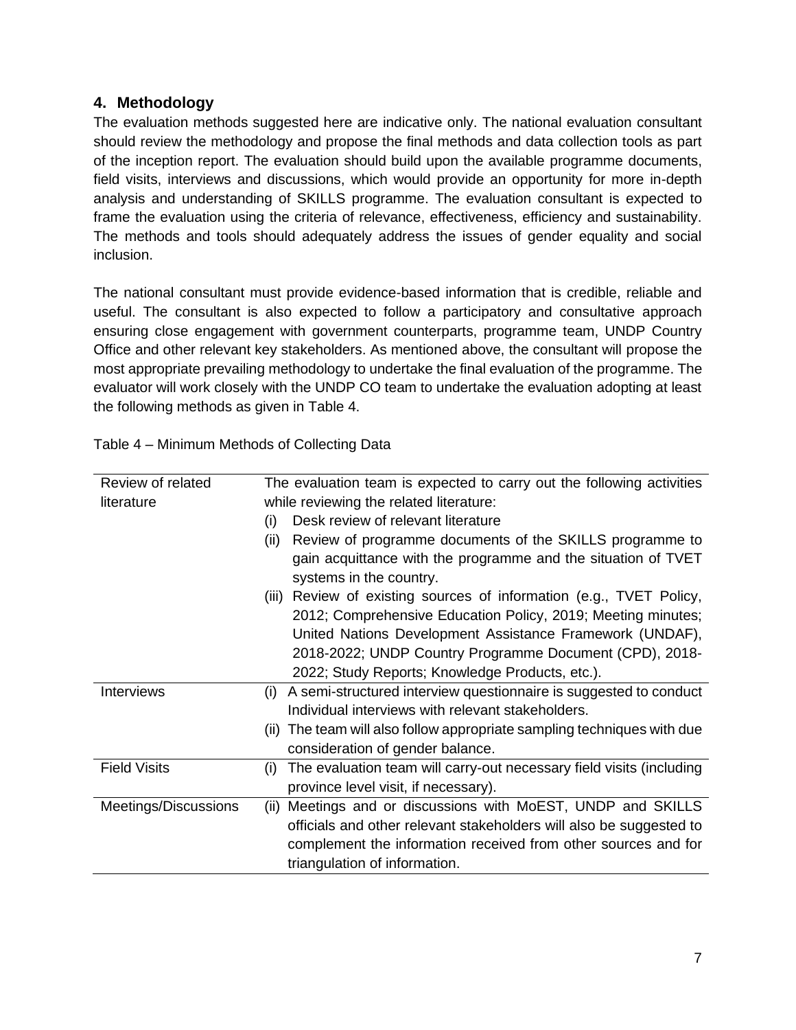## 4. Methodology

The evaluation methods suggested here are indicative only. The national evaluation consultant should review the methodology and propose the final methods and data collection tools as part of the inception report. The evaluation should build upon the available programme documents, field visits, interviews and discussions, which would provide an opportunity for more in-depth analysis and understanding of SKILLS programme. The evaluation consultant is expected to frame the evaluation using the criteria of relevance, effectiveness, efficiency and sustainability. The methods and tools should adequately address the issues of gender equality and social inclusion.

The national consultant must provide evidence-based information that is credible, reliable and useful. The consultant is also expected to follow a participatory and consultative approach ensuring close engagement with government counterparts, programme team, UNDP Country Office and other relevant key stakeholders. As mentioned above, the consultant will propose the most appropriate prevailing methodology to undertake the final evaluation of the programme. The evaluator will work closely with the UNDP CO team to undertake the evaluation adopting at least the following methods as given in Table 4.

Table 4 – Minimum Methods of Collecting Data

| | |
|---|---|
| Review of related literature | The evaluation team is expected to carry out the following activities while reviewing the related literature:<br>(i) Desk review of relevant literature<br>(ii) Review of programme documents of the SKILLS programme to gain acquittance with the programme and the situation of TVET systems in the country.<br>(iii) Review of existing sources of information (e.g., TVET Policy, 2012; Comprehensive Education Policy, 2019; Meeting minutes; United Nations Development Assistance Framework (UNDAF), 2018-2022; UNDP Country Programme Document (CPD), 2018-2022; Study Reports; Knowledge Products, etc.). |
| Interviews | (i) A semi-structured interview questionnaire is suggested to conduct Individual interviews with relevant stakeholders.<br>(ii) The team will also follow appropriate sampling techniques with due consideration of gender balance. |
| Field Visits | (i) The evaluation team will carry-out necessary field visits (including province level visit, if necessary). |
| Meetings/Discussions | (ii) Meetings and or discussions with MoEST, UNDP and SKILLS officials and other relevant stakeholders will also be suggested to complement the information received from other sources and for triangulation of information. |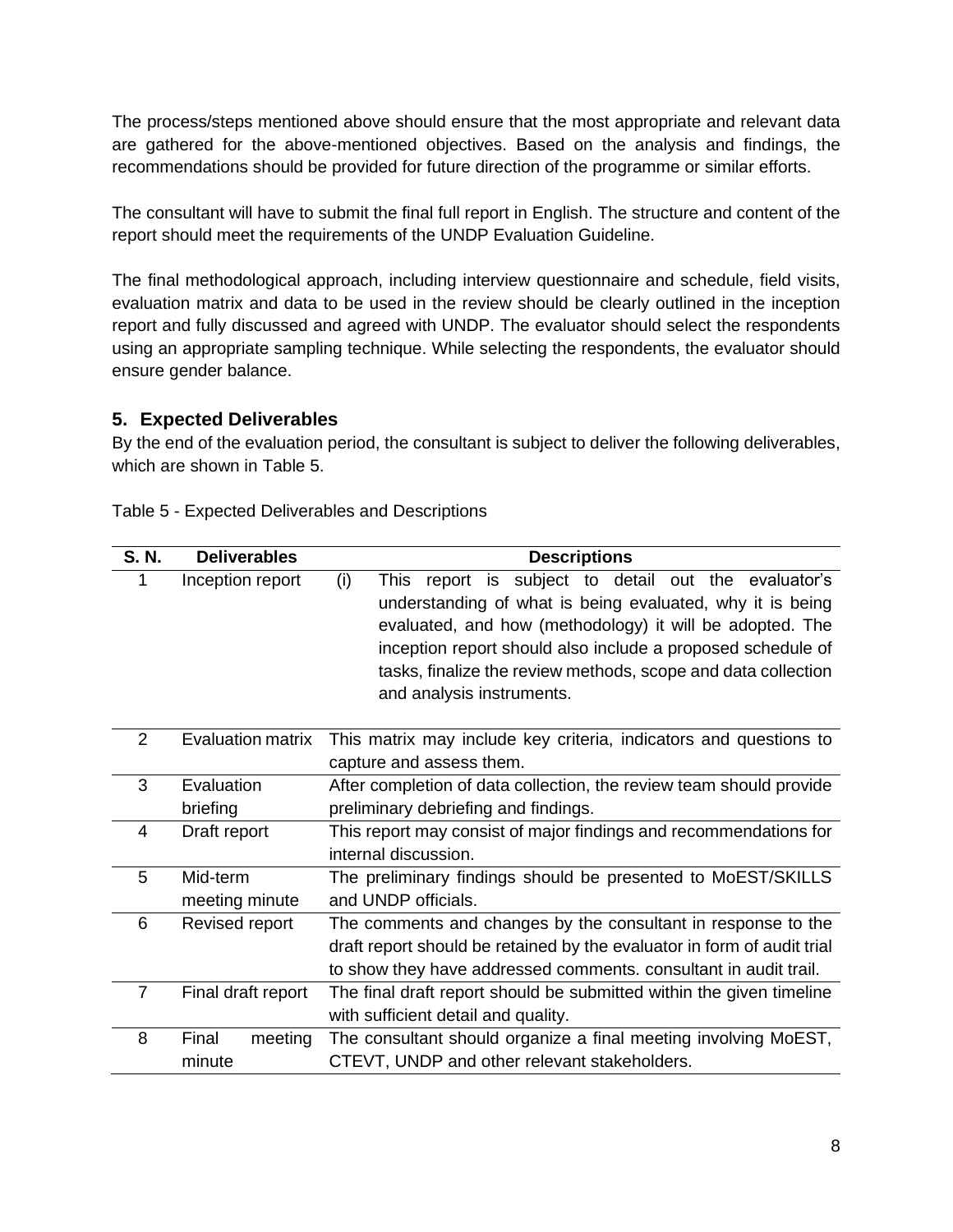The process/steps mentioned above should ensure that the most appropriate and relevant data are gathered for the above-mentioned objectives. Based on the analysis and findings, the recommendations should be provided for future direction of the programme or similar efforts.

The consultant will have to submit the final full report in English. The structure and content of the report should meet the requirements of the UNDP Evaluation Guideline.

The final methodological approach, including interview questionnaire and schedule, field visits, evaluation matrix and data to be used in the review should be clearly outlined in the inception report and fully discussed and agreed with UNDP. The evaluator should select the respondents using an appropriate sampling technique. While selecting the respondents, the evaluator should ensure gender balance.

## 5. Expected Deliverables

By the end of the evaluation period, the consultant is subject to deliver the following deliverables, which are shown in Table 5.

Table 5 - Expected Deliverables and Descriptions

| S. N. | Deliverables | Descriptions |
|---|---|---|
| 1 | Inception report | (i) This report is subject to detail out the evaluator's understanding of what is being evaluated, why it is being evaluated, and how (methodology) it will be adopted. The inception report should also include a proposed schedule of tasks, finalize the review methods, scope and data collection and analysis instruments. |
| 2 | Evaluation matrix | This matrix may include key criteria, indicators and questions to capture and assess them. |
| 3 | Evaluation briefing | After completion of data collection, the review team should provide preliminary debriefing and findings. |
| 4 | Draft report | This report may consist of major findings and recommendations for internal discussion. |
| 5 | Mid-term meeting minute | The preliminary findings should be presented to MoEST/SKILLS and UNDP officials. |
| 6 | Revised report | The comments and changes by the consultant in response to the draft report should be retained by the evaluator in form of audit trial to show they have addressed comments. consultant in audit trail. |
| 7 | Final draft report | The final draft report should be submitted within the given timeline with sufficient detail and quality. |
| 8 | Final meeting minute | The consultant should organize a final meeting involving MoEST, CTEVT, UNDP and other relevant stakeholders. |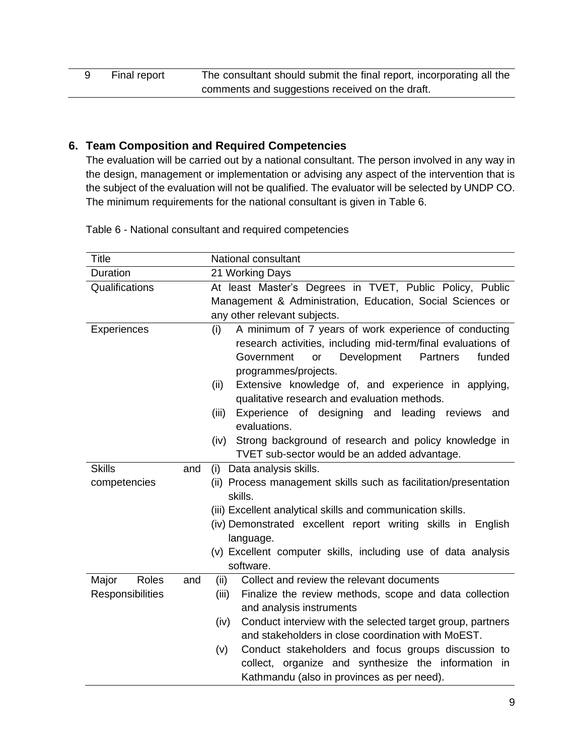| 9 | Final report | The consultant should submit the final report, incorporating all the comments and suggestions received on the draft. |
|---|---|---|

## 6. Team Composition and Required Competencies

The evaluation will be carried out by a national consultant. The person involved in any way in the design, management or implementation or advising any aspect of the intervention that is the subject of the evaluation will not be qualified. The evaluator will be selected by UNDP CO. The minimum requirements for the national consultant is given in Table 6.

Table 6 - National consultant and required competencies

| Title | National consultant |
|---|---|
| Duration | 21 Working Days |
| Qualifications | At least Master's Degrees in TVET, Public Policy, Public Management & Administration, Education, Social Sciences or any other relevant subjects. |
| Experiences | (i) A minimum of 7 years of work experience of conducting research activities, including mid-term/final evaluations of Government or Development Partners funded programmes/projects.<br>(ii) Extensive knowledge of, and experience in applying, qualitative research and evaluation methods.<br>(iii) Experience of designing and leading reviews and evaluations.<br>(iv) Strong background of research and policy knowledge in TVET sub-sector would be an added advantage. |
| Skills and competencies | (i) Data analysis skills.<br>(ii) Process management skills such as facilitation/presentation skills.<br>(iii) Excellent analytical skills and communication skills.<br>(iv) Demonstrated excellent report writing skills in English language.<br>(v) Excellent computer skills, including use of data analysis software. |
| Major Roles and Responsibilities | (ii) Collect and review the relevant documents<br>(iii) Finalize the review methods, scope and data collection and analysis instruments<br>(iv) Conduct interview with the selected target group, partners and stakeholders in close coordination with MoEST.<br>(v) Conduct stakeholders and focus groups discussion to collect, organize and synthesize the information in Kathmandu (also in provinces as per need). |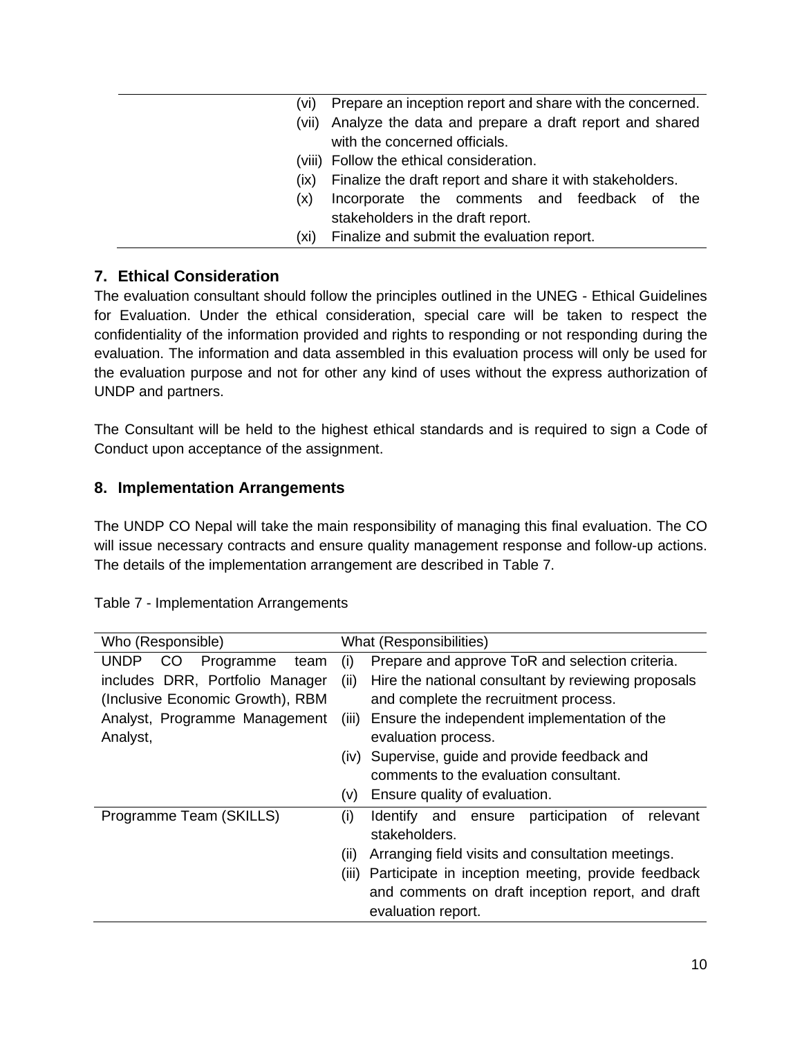| | |
|---|---|
| | (vi) Prepare an inception report and share with the concerned.<br>(vii) Analyze the data and prepare a draft report and shared with the concerned officials.<br>(viii) Follow the ethical consideration.<br>(ix) Finalize the draft report and share it with stakeholders.<br>(x) Incorporate the comments and feedback of the stakeholders in the draft report.<br>(xi) Finalize and submit the evaluation report. |

## 7. Ethical Consideration

The evaluation consultant should follow the principles outlined in the UNEG - Ethical Guidelines for Evaluation. Under the ethical consideration, special care will be taken to respect the confidentiality of the information provided and rights to responding or not responding during the evaluation. The information and data assembled in this evaluation process will only be used for the evaluation purpose and not for other any kind of uses without the express authorization of UNDP and partners.

The Consultant will be held to the highest ethical standards and is required to sign a Code of Conduct upon acceptance of the assignment.

## 8. Implementation Arrangements

The UNDP CO Nepal will take the main responsibility of managing this final evaluation. The CO will issue necessary contracts and ensure quality management response and follow-up actions. The details of the implementation arrangement are described in Table 7.

Table 7 - Implementation Arrangements

| Who (Responsible) | What (Responsibilities) |
|---|---|
| UNDP CO Programme team includes DRR, Portfolio Manager (Inclusive Economic Growth), RBM Analyst, Programme Management Analyst, | (i) Prepare and approve ToR and selection criteria.<br>(ii) Hire the national consultant by reviewing proposals and complete the recruitment process.<br>(iii) Ensure the independent implementation of the evaluation process.<br>(iv) Supervise, guide and provide feedback and comments to the evaluation consultant.<br>(v) Ensure quality of evaluation. |
| Programme Team (SKILLS) | (i) Identify and ensure participation of relevant stakeholders.<br>(ii) Arranging field visits and consultation meetings.<br>(iii) Participate in inception meeting, provide feedback and comments on draft inception report, and draft evaluation report. |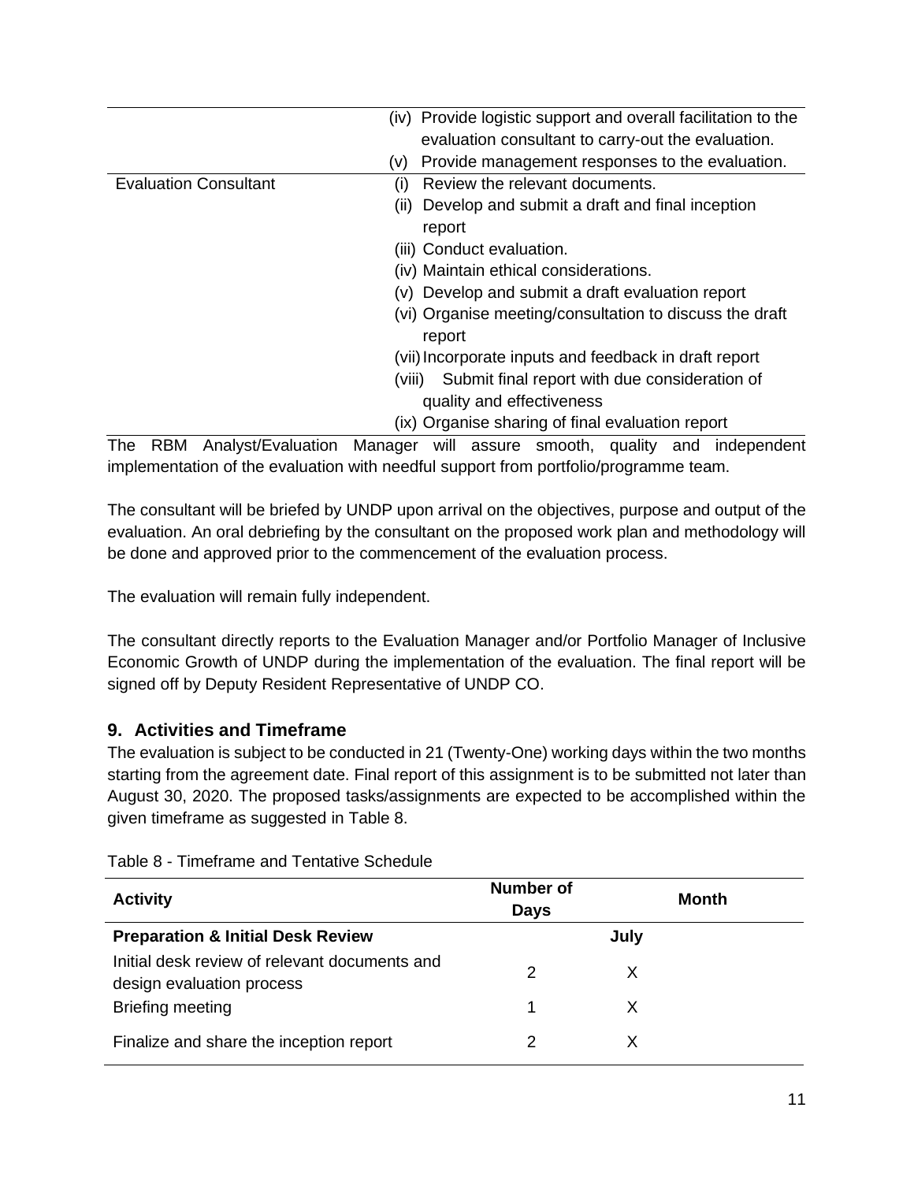| | |
|---|---|
| | (iv) Provide logistic support and overall facilitation to the evaluation consultant to carry-out the evaluation.<br>(v) Provide management responses to the evaluation. |
| Evaluation Consultant | (i) Review the relevant documents.<br>(ii) Develop and submit a draft and final inception report<br>(iii) Conduct evaluation.<br>(iv) Maintain ethical considerations.<br>(v) Develop and submit a draft evaluation report<br>(vi) Organise meeting/consultation to discuss the draft report<br>(vii) Incorporate inputs and feedback in draft report<br>(viii) Submit final report with due consideration of quality and effectiveness<br>(ix) Organise sharing of final evaluation report |

The RBM Analyst/Evaluation Manager will assure smooth, quality and independent implementation of the evaluation with needful support from portfolio/programme team.

The consultant will be briefed by UNDP upon arrival on the objectives, purpose and output of the evaluation. An oral debriefing by the consultant on the proposed work plan and methodology will be done and approved prior to the commencement of the evaluation process.

The evaluation will remain fully independent.

The consultant directly reports to the Evaluation Manager and/or Portfolio Manager of Inclusive Economic Growth of UNDP during the implementation of the evaluation. The final report will be signed off by Deputy Resident Representative of UNDP CO.

## 9. Activities and Timeframe

The evaluation is subject to be conducted in 21 (Twenty-One) working days within the two months starting from the agreement date. Final report of this assignment is to be submitted not later than August 30, 2020. The proposed tasks/assignments are expected to be accomplished within the given timeframe as suggested in Table 8.

Table 8 - Timeframe and Tentative Schedule

| Activity | Number of Days | Month |
|---|---|---|
| **Preparation & Initial Desk Review** | | **July** |
| Initial desk review of relevant documents and design evaluation process | 2 | X |
| Briefing meeting | 1 | X |
| Finalize and share the inception report | 2 | X |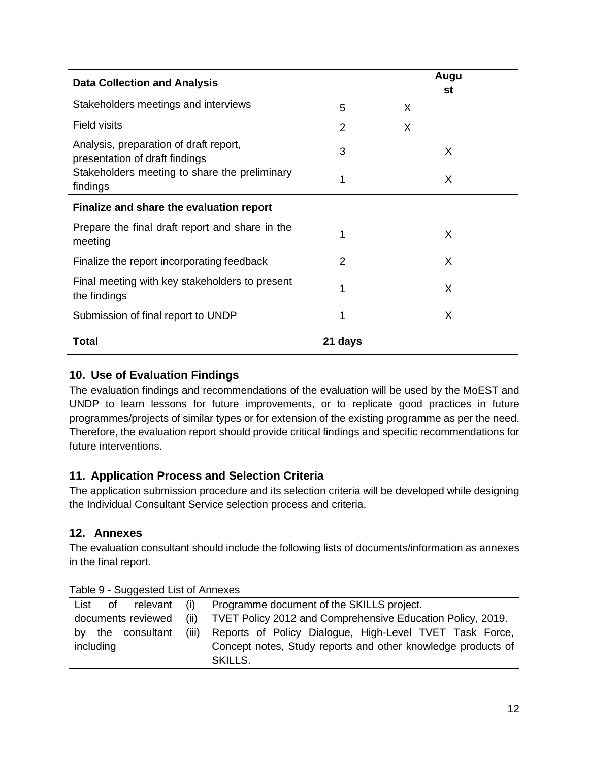| Data Collection and Analysis | | | August |
|---|---|---|---|
| Stakeholders meetings and interviews | 5 | X | |
| Field visits | 2 | X | |
| Analysis, preparation of draft report, presentation of draft findings | 3 | | X |
| Stakeholders meeting to share the preliminary findings | 1 | | X |
| **Finalize and share the evaluation report** | | | |
| Prepare the final draft report and share in the meeting | 1 | | X |
| Finalize the report incorporating feedback | 2 | | X |
| Final meeting with key stakeholders to present the findings | 1 | | X |
| Submission of final report to UNDP | 1 | | X |
| **Total** | **21 days** | | |

## 10. Use of Evaluation Findings

The evaluation findings and recommendations of the evaluation will be used by the MoEST and UNDP to learn lessons for future improvements, or to replicate good practices in future programmes/projects of similar types or for extension of the existing programme as per the need. Therefore, the evaluation report should provide critical findings and specific recommendations for future interventions.

## 11. Application Process and Selection Criteria

The application submission procedure and its selection criteria will be developed while designing the Individual Consultant Service selection process and criteria.

## 12. Annexes

The evaluation consultant should include the following lists of documents/information as annexes in the final report.

Table 9 - Suggested List of Annexes

| | | |
|---|---|---|
| List of relevant documents reviewed by the consultant including | (i) | Programme document of the SKILLS project. |
| | (ii) | TVET Policy 2012 and Comprehensive Education Policy, 2019. |
| | (iii) | Reports of Policy Dialogue, High-Level TVET Task Force, Concept notes, Study reports and other knowledge products of SKILLS. |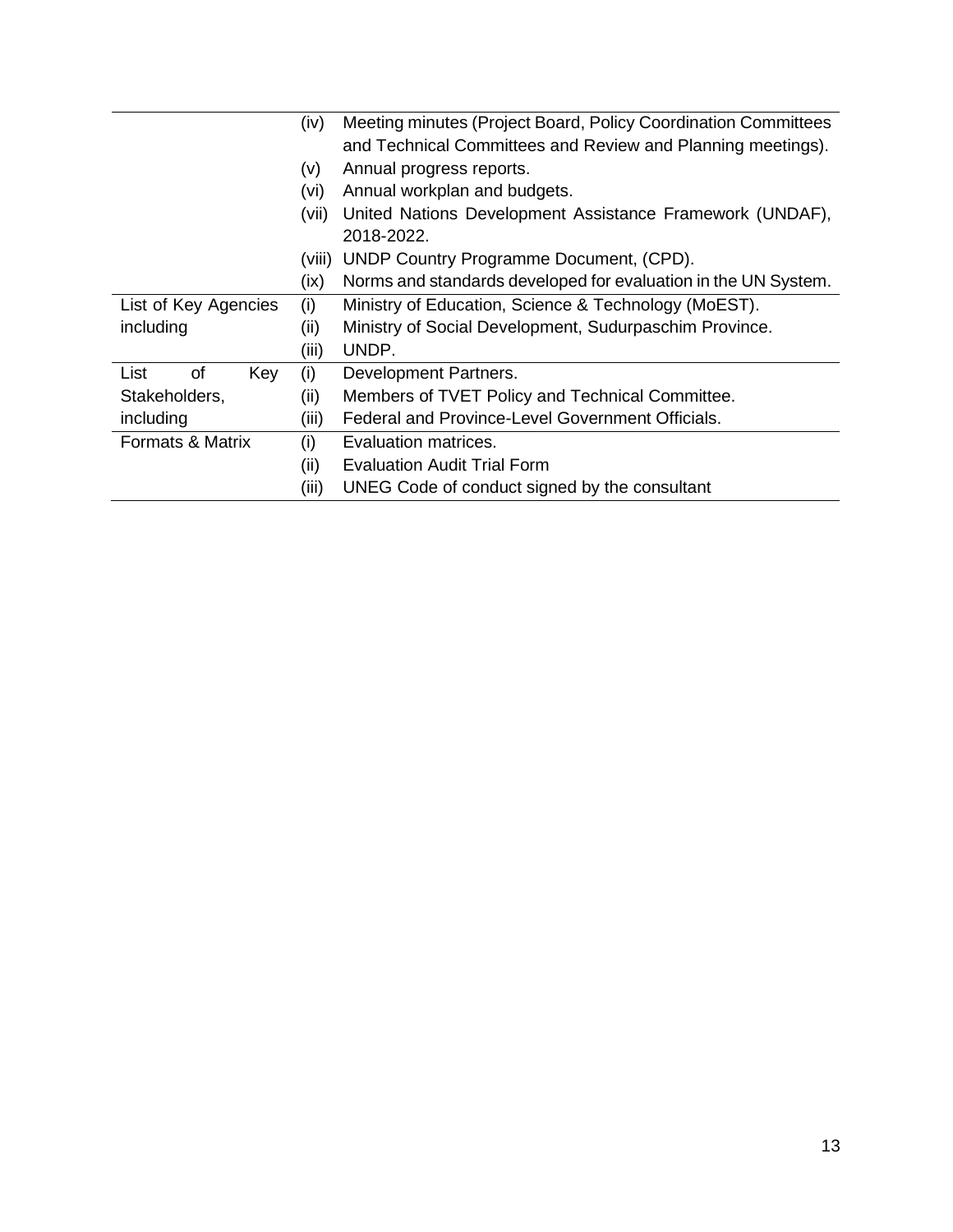| | | |
|---|---|---|
| | (iv) | Meeting minutes (Project Board, Policy Coordination Committees and Technical Committees and Review and Planning meetings). |
| | (v) | Annual progress reports. |
| | (vi) | Annual workplan and budgets. |
| | (vii) | United Nations Development Assistance Framework (UNDAF), 2018-2022. |
| | (viii) | UNDP Country Programme Document, (CPD). |
| | (ix) | Norms and standards developed for evaluation in the UN System. |
| List of Key Agencies including | (i) | Ministry of Education, Science & Technology (MoEST). |
| | (ii) | Ministry of Social Development, Sudurpaschim Province. |
| | (iii) | UNDP. |
| List of Key Stakeholders, including | (i) | Development Partners. |
| | (ii) | Members of TVET Policy and Technical Committee. |
| | (iii) | Federal and Province-Level Government Officials. |
| Formats & Matrix | (i) | Evaluation matrices. |
| | (ii) | Evaluation Audit Trial Form |
| | (iii) | UNEG Code of conduct signed by the consultant |